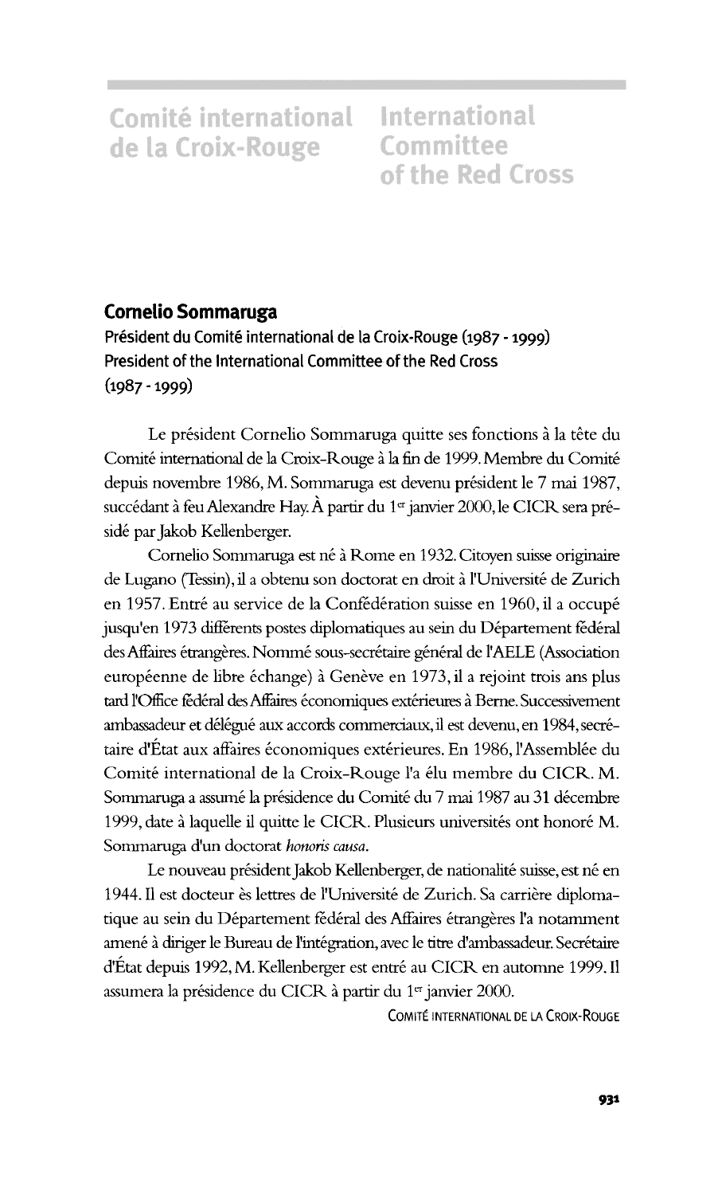# Comité international de la Croix-Rouge | International Committee of the Red Cross

## Cornelio Sommaruga

**Président du Comité international de la Croix-Rouge (1987 - 1999)**
**President of the International Committee of the Red Cross (1987 - 1999)**

Le président Cornelio Sommaruga quitte ses fonctions à la tête du Comité international de la Croix-Rouge à la fin de 1999. Membre du Comité depuis novembre 1986, M. Sommaruga est devenu président le 7 mai 1987, succédant à feu Alexandre Hay. À partir du 1er janvier 2000, le CICR sera présidé par Jakob Kellenberger.

Cornelio Sommaruga est né à Rome en 1932. Citoyen suisse originaire de Lugano (Tessin), il a obtenu son doctorat en droit à l'Université de Zurich en 1957. Entré au service de la Confédération suisse en 1960, il a occupé jusqu'en 1973 différents postes diplomatiques au sein du Département fédéral des Affaires étrangères. Nommé sous-secrétaire général de l'AELE (Association européenne de libre échange) à Genève en 1973, il a rejoint trois ans plus tard l'Office fédéral des Affaires économiques extérieures à Berne. Successivement ambassadeur et délégué aux accords commerciaux, il est devenu, en 1984, secrétaire d'État aux affaires économiques extérieures. En 1986, l'Assemblée du Comité international de la Croix-Rouge l'a élu membre du CICR. M. Sommaruga a assumé la présidence du Comité du 7 mai 1987 au 31 décembre 1999, date à laquelle il quitte le CICR. Plusieurs universités ont honoré M. Sommaruga d'un doctorat *honoris causa*.

Le nouveau président Jakob Kellenberger, de nationalité suisse, est né en 1944. Il est docteur ès lettres de l'Université de Zurich. Sa carrière diplomatique au sein du Département fédéral des Affaires étrangères l'a notamment amené à diriger le Bureau de l'intégration, avec le titre d'ambassadeur. Secrétaire d'État depuis 1992, M. Kellenberger est entré au CICR en automne 1999. Il assumera la présidence du CICR à partir du 1er janvier 2000.

COMITÉ INTERNATIONAL DE LA CROIX-ROUGE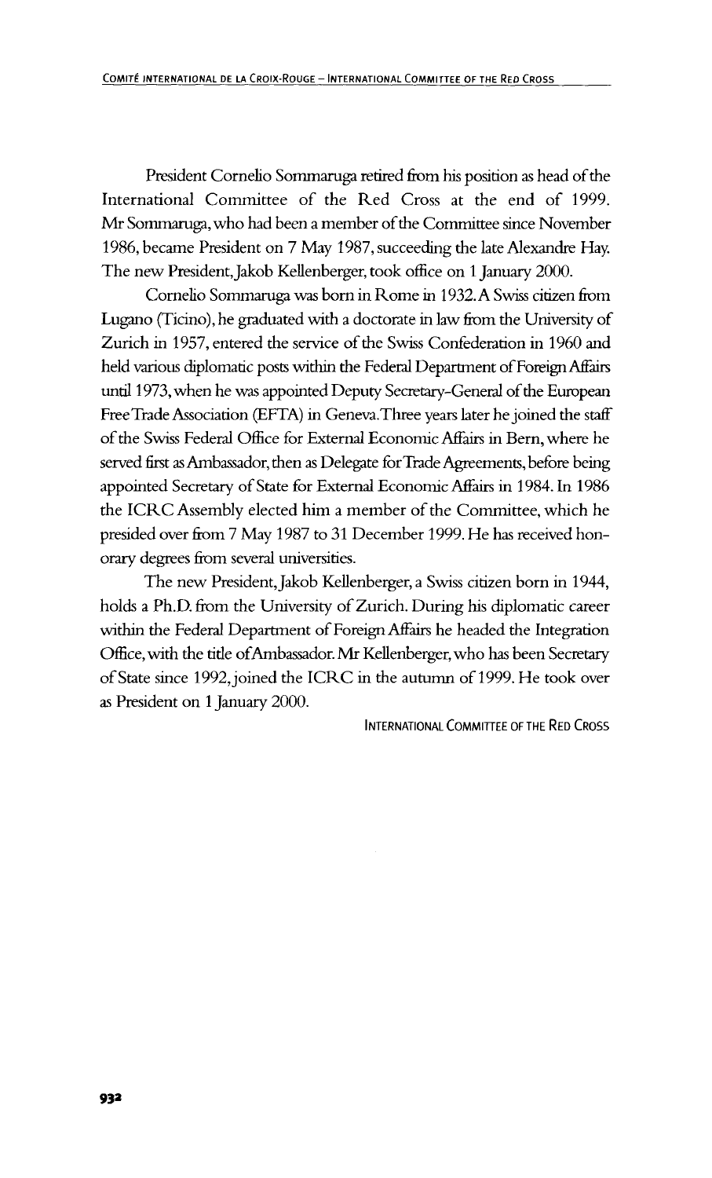President Cornelio Sommaruga retired from his position as head of the International Committee of the Red Cross at the end of 1999. Mr Sommaruga, who had been a member of the Committee since November 1986, became President on 7 May 1987, succeeding the late Alexandre Hay. The new President, Jakob Kellenberger, took office on 1 January 2000.

Cornelio Sommaruga was born in Rome in 1932. A Swiss citizen from Lugano (Ticino), he graduated with a doctorate in law from the University of Zurich in 1957, entered the service of the Swiss Confederation in 1960 and held various diplomatic posts within the Federal Department of Foreign Affairs until 1973, when he was appointed Deputy Secretary-General of the European Free Trade Association (EFTA) in Geneva. Three years later he joined the staff of the Swiss Federal Office for External Economic Affairs in Bern, where he served first as Ambassador, then as Delegate for Trade Agreements, before being appointed Secretary of State for External Economic Affairs in 1984. In 1986 the ICRC Assembly elected him a member of the Committee, which he presided over from 7 May 1987 to 31 December 1999. He has received honorary degrees from several universities.

The new President, Jakob Kellenberger, a Swiss citizen born in 1944, holds a Ph.D. from the University of Zurich. During his diplomatic career within the Federal Department of Foreign Affairs he headed the Integration Office, with the title of Ambassador. Mr Kellenberger, who has been Secretary of State since 1992, joined the ICRC in the autumn of 1999. He took over as President on 1 January 2000.

INTERNATIONAL COMMITTEE OF THE RED CROSS